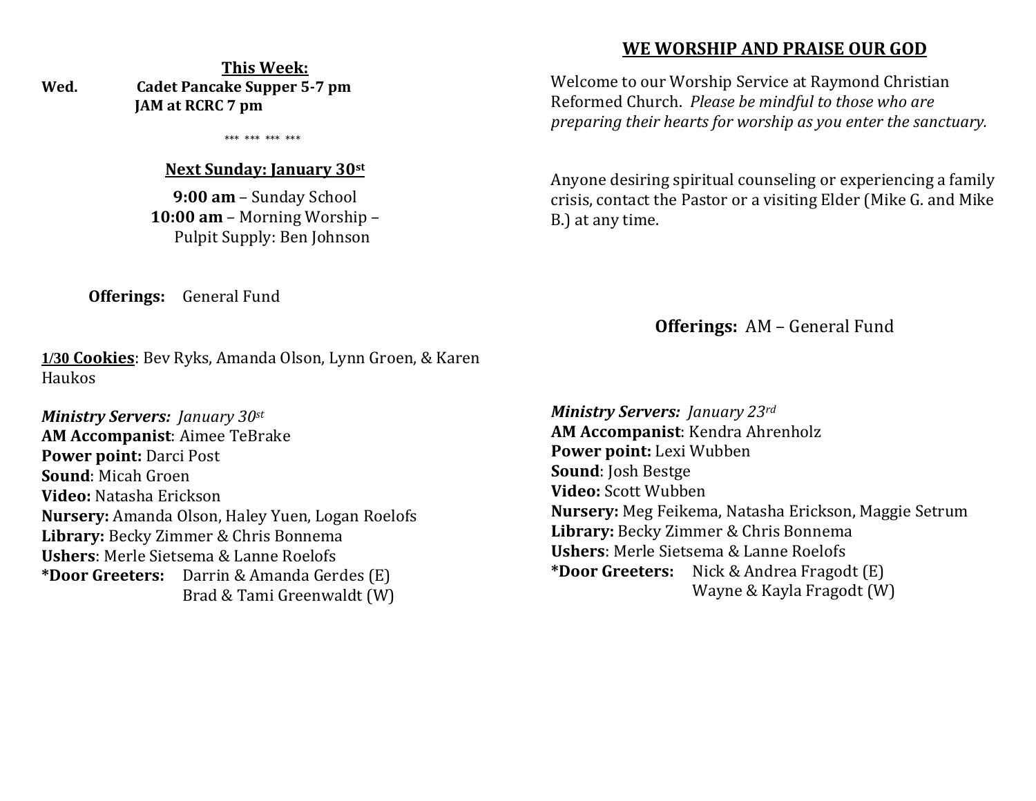**This Week:**

**Wed. Cadet Pancake Supper 5-7 pm**
**JAM at RCRC 7 pm**

*** *** *** ***

**Next Sunday: January 30st**

**9:00 am** – Sunday School
**10:00 am** – Morning Worship –
Pulpit Supply: Ben Johnson

**Offerings:** General Fund

**1/30 Cookies**: Bev Ryks, Amanda Olson, Lynn Groen, & Karen Haukos

***Ministry Servers:** January 30st*
**AM Accompanist**: Aimee TeBrake
**Power point:** Darci Post
**Sound**: Micah Groen
**Video:** Natasha Erickson
**Nursery:** Amanda Olson, Haley Yuen, Logan Roelofs
**Library:** Becky Zimmer & Chris Bonnema
**Ushers**: Merle Sietsema & Lanne Roelofs
***Door Greeters:** Darrin & Amanda Gerdes (E)
Brad & Tami Greenwaldt (W)

## WE WORSHIP AND PRAISE OUR GOD

Welcome to our Worship Service at Raymond Christian Reformed Church. *Please be mindful to those who are preparing their hearts for worship as you enter the sanctuary.*

Anyone desiring spiritual counseling or experiencing a family crisis, contact the Pastor or a visiting Elder (Mike G. and Mike B.) at any time.

**Offerings:** AM – General Fund

***Ministry Servers:** January 23rd*
**AM Accompanist**: Kendra Ahrenholz
**Power point:** Lexi Wubben
**Sound**: Josh Bestge
**Video:** Scott Wubben
**Nursery:** Meg Feikema, Natasha Erickson, Maggie Setrum
**Library:** Becky Zimmer & Chris Bonnema
**Ushers**: Merle Sietsema & Lanne Roelofs
***Door Greeters:** Nick & Andrea Fragodt (E)
Wayne & Kayla Fragodt (W)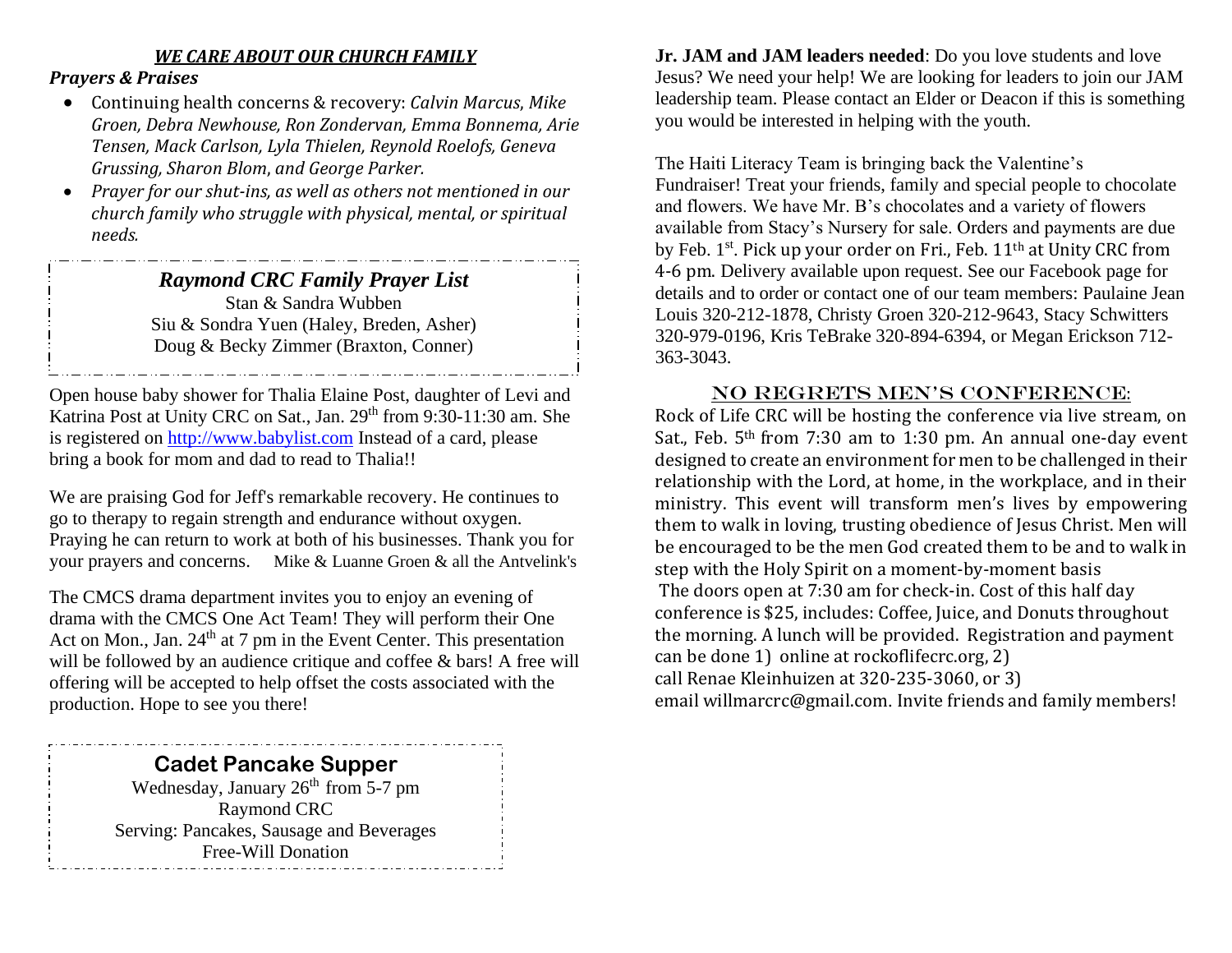***WE CARE ABOUT OUR CHURCH FAMILY***

***Prayers & Praises***

- Continuing health concerns & recovery: *Calvin Marcus, Mike Groen, Debra Newhouse, Ron Zondervan, Emma Bonnema, Arie Tensen, Mack Carlson, Lyla Thielen, Reynold Roelofs, Geneva Grussing, Sharon Blom, and George Parker.*
- *Prayer for our shut-ins, as well as others not mentioned in our church family who struggle with physical, mental, or spiritual needs.*

***Raymond CRC Family Prayer List***

Stan & Sandra Wubben
Siu & Sondra Yuen (Haley, Breden, Asher)
Doug & Becky Zimmer (Braxton, Conner)

Open house baby shower for Thalia Elaine Post, daughter of Levi and Katrina Post at Unity CRC on Sat., Jan. 29th from 9:30-11:30 am. She is registered on http://www.babylist.com Instead of a card, please bring a book for mom and dad to read to Thalia!!

We are praising God for Jeff's remarkable recovery. He continues to go to therapy to regain strength and endurance without oxygen. Praying he can return to work at both of his businesses. Thank you for your prayers and concerns. Mike & Luanne Groen & all the Antvelink's

The CMCS drama department invites you to enjoy an evening of drama with the CMCS One Act Team! They will perform their One Act on Mon., Jan. 24th at 7 pm in the Event Center. This presentation will be followed by an audience critique and coffee & bars! A free will offering will be accepted to help offset the costs associated with the production. Hope to see you there!

**Cadet Pancake Supper**

Wednesday, January 26th from 5-7 pm
Raymond CRC
Serving: Pancakes, Sausage and Beverages
Free-Will Donation

**Jr. JAM and JAM leaders needed**: Do you love students and love Jesus? We need your help! We are looking for leaders to join our JAM leadership team. Please contact an Elder or Deacon if this is something you would be interested in helping with the youth.

The Haiti Literacy Team is bringing back the Valentine's Fundraiser! Treat your friends, family and special people to chocolate and flowers. We have Mr. B's chocolates and a variety of flowers available from Stacy's Nursery for sale. Orders and payments are due by Feb. 1st. Pick up your order on Fri., Feb. 11th at Unity CRC from 4-6 pm. Delivery available upon request. See our Facebook page for details and to order or contact one of our team members: Paulaine Jean Louis 320-212-1878, Christy Groen 320-212-9643, Stacy Schwitters 320-979-0196, Kris TeBrake 320-894-6394, or Megan Erickson 712-363-3043.

**NO REGRETS MEN'S CONFERENCE:**

Rock of Life CRC will be hosting the conference via live stream, on Sat., Feb. 5th from 7:30 am to 1:30 pm. An annual one-day event designed to create an environment for men to be challenged in their relationship with the Lord, at home, in the workplace, and in their ministry. This event will transform men's lives by empowering them to walk in loving, trusting obedience of Jesus Christ. Men will be encouraged to be the men God created them to be and to walk in step with the Holy Spirit on a moment-by-moment basis
The doors open at 7:30 am for check-in. Cost of this half day conference is $25, includes: Coffee, Juice, and Donuts throughout the morning. A lunch will be provided. Registration and payment can be done 1) online at rockoflifecrc.org, 2) call Renae Kleinhuizen at 320-235-3060, or 3) email willmarcrc@gmail.com. Invite friends and family members!